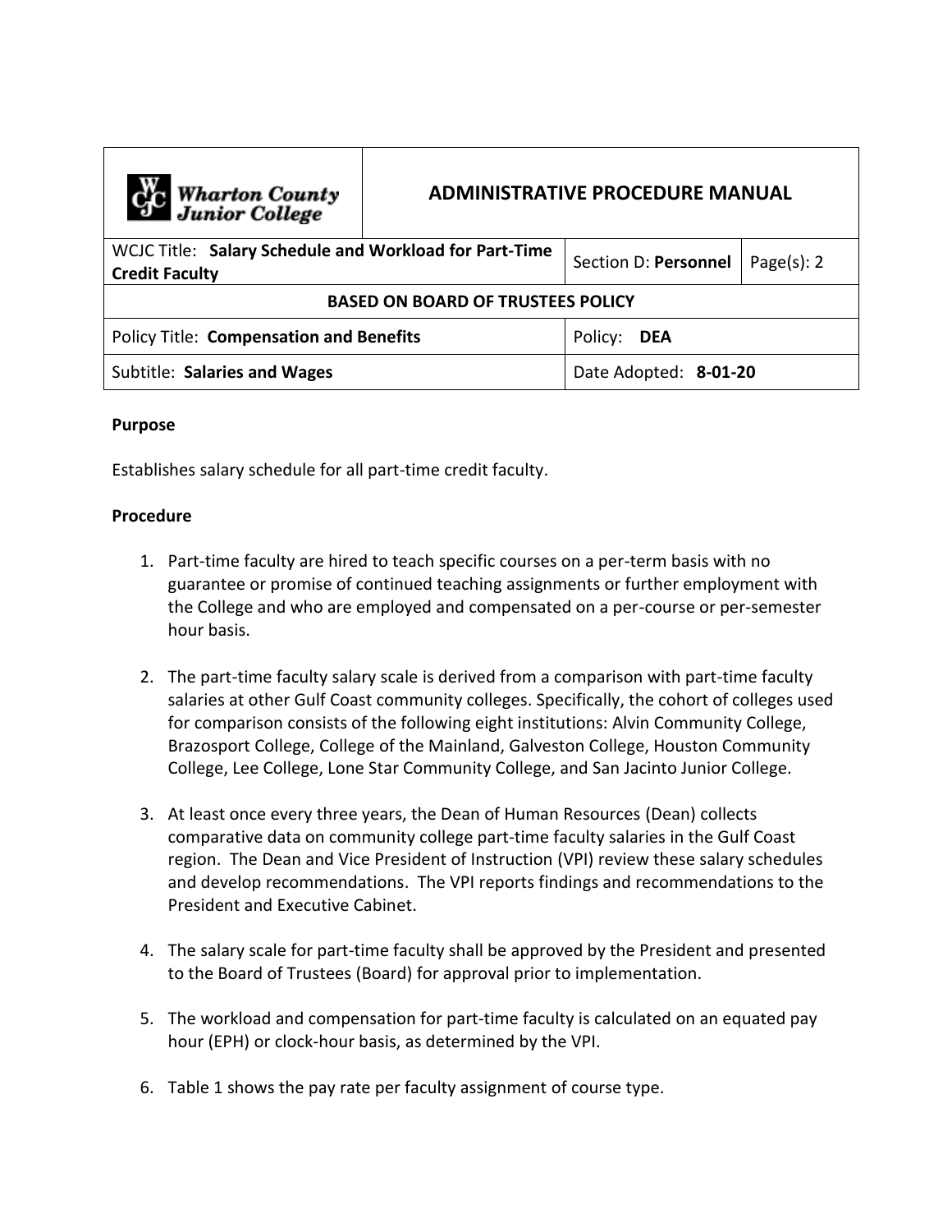| Wharton County Junior College | ADMINISTRATIVE PROCEDURE MANUAL | | |
|---|---|---|---|
| WCJC Title: **Salary Schedule and Workload for Part-Time Credit Faculty** | | Section D: **Personnel** | Page(s): 2 |
| **BASED ON BOARD OF TRUSTEES POLICY** | | | |
| Policy Title: **Compensation and Benefits** | | Policy: **DEA** | |
| Subtitle: **Salaries and Wages** | | Date Adopted: **8-01-20** | |

**Purpose**

Establishes salary schedule for all part-time credit faculty.

**Procedure**

1. Part-time faculty are hired to teach specific courses on a per-term basis with no guarantee or promise of continued teaching assignments or further employment with the College and who are employed and compensated on a per-course or per-semester hour basis.

2. The part-time faculty salary scale is derived from a comparison with part-time faculty salaries at other Gulf Coast community colleges. Specifically, the cohort of colleges used for comparison consists of the following eight institutions: Alvin Community College, Brazosport College, College of the Mainland, Galveston College, Houston Community College, Lee College, Lone Star Community College, and San Jacinto Junior College.

3. At least once every three years, the Dean of Human Resources (Dean) collects comparative data on community college part-time faculty salaries in the Gulf Coast region. The Dean and Vice President of Instruction (VPI) review these salary schedules and develop recommendations. The VPI reports findings and recommendations to the President and Executive Cabinet.

4. The salary scale for part-time faculty shall be approved by the President and presented to the Board of Trustees (Board) for approval prior to implementation.

5. The workload and compensation for part-time faculty is calculated on an equated pay hour (EPH) or clock-hour basis, as determined by the VPI.

6. Table 1 shows the pay rate per faculty assignment of course type.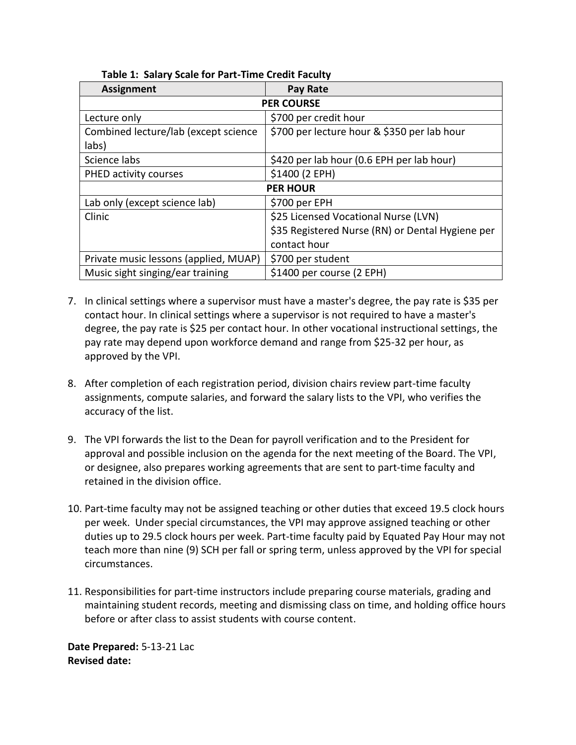**Table 1: Salary Scale for Part-Time Credit Faculty**

| Assignment | Pay Rate |
|---|---|
| **PER COURSE** | |
| Lecture only | $700 per credit hour |
| Combined lecture/lab (except science labs) | $700 per lecture hour & $350 per lab hour |
| Science labs | $420 per lab hour (0.6 EPH per lab hour) |
| PHED activity courses | $1400 (2 EPH) |
| **PER HOUR** | |
| Lab only (except science lab) | $700 per EPH |
| Clinic | $25 Licensed Vocational Nurse (LVN)<br>$35 Registered Nurse (RN) or Dental Hygiene per contact hour |
| Private music lessons (applied, MUAP) | $700 per student |
| Music sight singing/ear training | $1400 per course (2 EPH) |

7. In clinical settings where a supervisor must have a master's degree, the pay rate is $35 per contact hour. In clinical settings where a supervisor is not required to have a master's degree, the pay rate is $25 per contact hour. In other vocational instructional settings, the pay rate may depend upon workforce demand and range from $25-32 per hour, as approved by the VPI.

8. After completion of each registration period, division chairs review part-time faculty assignments, compute salaries, and forward the salary lists to the VPI, who verifies the accuracy of the list.

9. The VPI forwards the list to the Dean for payroll verification and to the President for approval and possible inclusion on the agenda for the next meeting of the Board. The VPI, or designee, also prepares working agreements that are sent to part-time faculty and retained in the division office.

10. Part-time faculty may not be assigned teaching or other duties that exceed 19.5 clock hours per week. Under special circumstances, the VPI may approve assigned teaching or other duties up to 29.5 clock hours per week. Part-time faculty paid by Equated Pay Hour may not teach more than nine (9) SCH per fall or spring term, unless approved by the VPI for special circumstances.

11. Responsibilities for part-time instructors include preparing course materials, grading and maintaining student records, meeting and dismissing class on time, and holding office hours before or after class to assist students with course content.

**Date Prepared:** 5-13-21 Lac
**Revised date:**